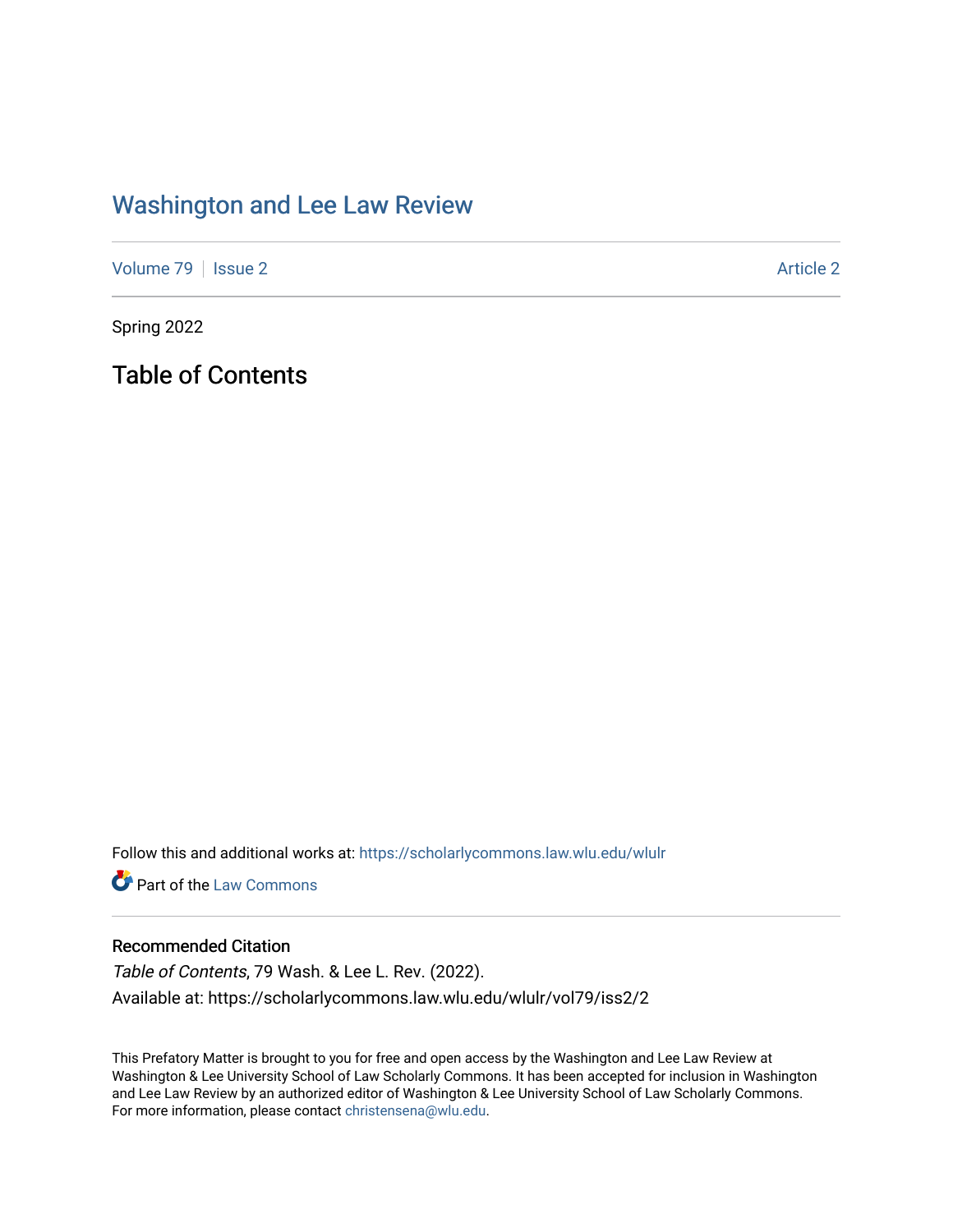# Washington and Lee Law Review

Volume 79 | Issue 2 | Article 2

Spring 2022

## Table of Contents

Follow this and additional works at: https://scholarlycommons.law.wlu.edu/wlulr

Part of the Law Commons

### Recommended Citation

*Table of Contents*, 79 Wash. & Lee L. Rev. (2022).

Available at: https://scholarlycommons.law.wlu.edu/wlulr/vol79/iss2/2

This Prefatory Matter is brought to you for free and open access by the Washington and Lee Law Review at Washington & Lee University School of Law Scholarly Commons. It has been accepted for inclusion in Washington and Lee Law Review by an authorized editor of Washington & Lee University School of Law Scholarly Commons. For more information, please contact christensena@wlu.edu.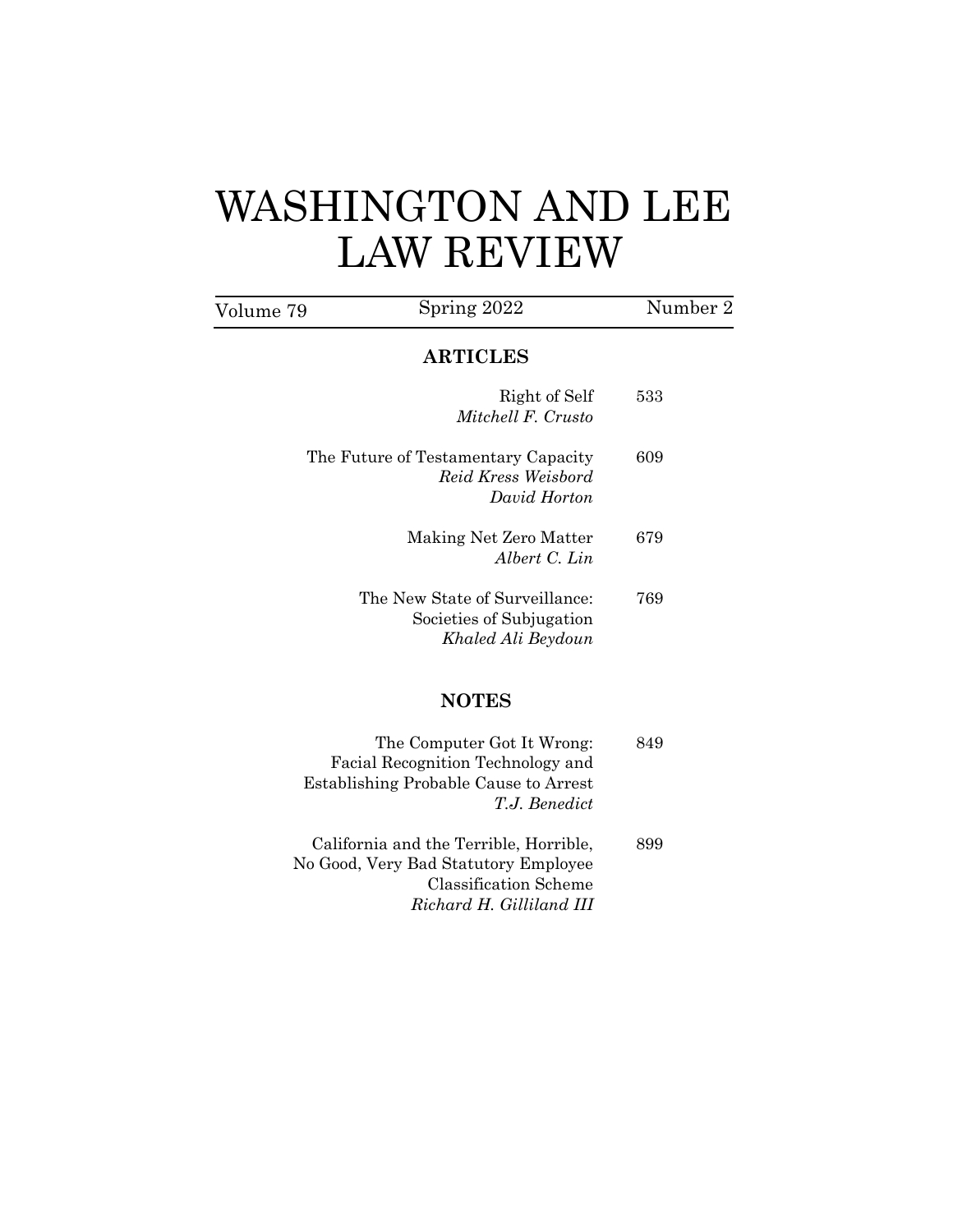# WASHINGTON AND LEE LAW REVIEW

Volume 79 | Spring 2022 | Number 2

## ARTICLES

Right of Self — 533
*Mitchell F. Crusto*

The Future of Testamentary Capacity — 609
*Reid Kress Weisbord*
*David Horton*

Making Net Zero Matter — 679
*Albert C. Lin*

The New State of Surveillance: Societies of Subjugation — 769
*Khaled Ali Beydoun*

## NOTES

The Computer Got It Wrong: Facial Recognition Technology and Establishing Probable Cause to Arrest — 849
*T.J. Benedict*

California and the Terrible, Horrible, No Good, Very Bad Statutory Employee Classification Scheme — 899
*Richard H. Gilliland III*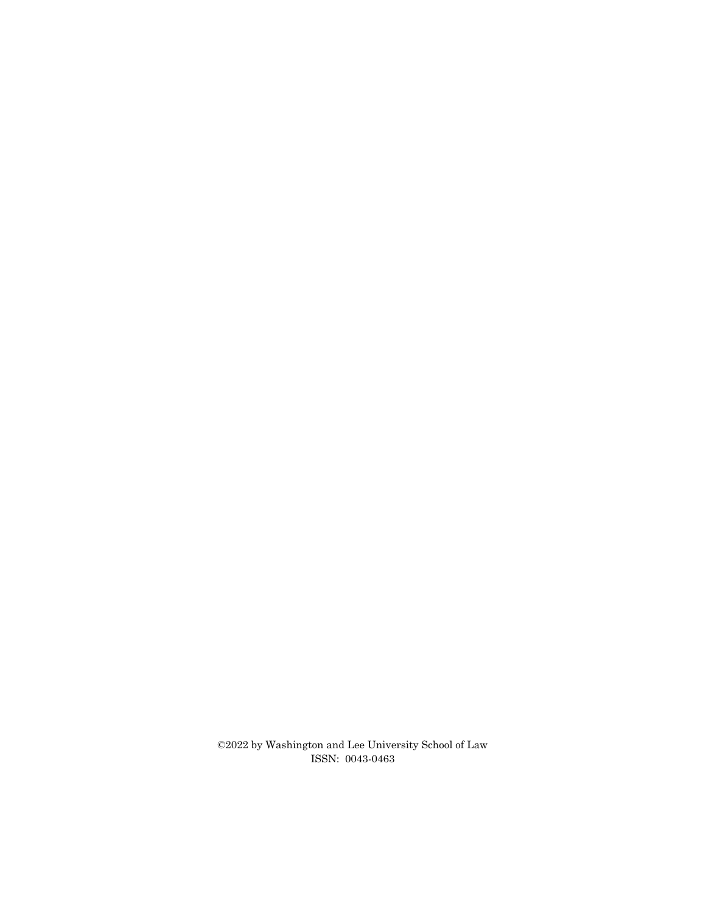©2022 by Washington and Lee University School of Law
ISSN: 0043-0463